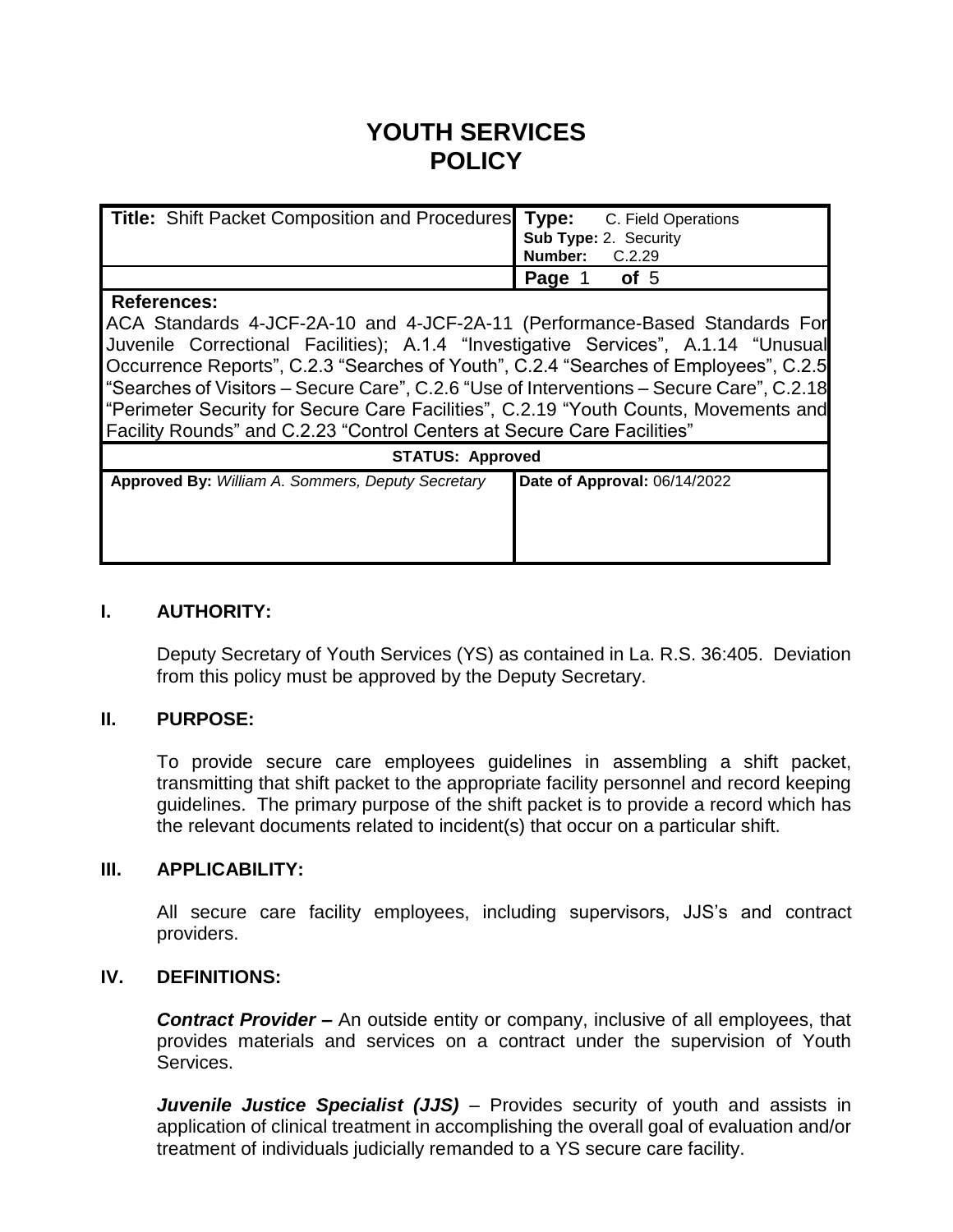# YOUTH SERVICES POLICY

| **Title:** Shift Packet Composition and Procedures | **Type:** C. Field Operations<br>**Sub Type:** 2. Security<br>**Number:** C.2.29 |
|---|---|
| | **Page** 1 **of** 5 |
| **References:**<br>ACA Standards 4-JCF-2A-10 and 4-JCF-2A-11 (Performance-Based Standards For Juvenile Correctional Facilities); A.1.4 "Investigative Services", A.1.14 "Unusual Occurrence Reports", C.2.3 "Searches of Youth", C.2.4 "Searches of Employees", C.2.5 "Searches of Visitors – Secure Care", C.2.6 "Use of Interventions – Secure Care", C.2.18 "Perimeter Security for Secure Care Facilities", C.2.19 "Youth Counts, Movements and Facility Rounds" and C.2.23 "Control Centers at Secure Care Facilities" | |
| **STATUS: Approved** | |
| **Approved By:** *William A. Sommers, Deputy Secretary* | **Date of Approval:** 06/14/2022 |

## I. AUTHORITY:

Deputy Secretary of Youth Services (YS) as contained in La. R.S. 36:405. Deviation from this policy must be approved by the Deputy Secretary.

## II. PURPOSE:

To provide secure care employees guidelines in assembling a shift packet, transmitting that shift packet to the appropriate facility personnel and record keeping guidelines. The primary purpose of the shift packet is to provide a record which has the relevant documents related to incident(s) that occur on a particular shift.

## III. APPLICABILITY:

All secure care facility employees, including supervisors, JJS's and contract providers.

## IV. DEFINITIONS:

***Contract Provider –*** An outside entity or company, inclusive of all employees, that provides materials and services on a contract under the supervision of Youth Services.

***Juvenile Justice Specialist (JJS)*** – Provides security of youth and assists in application of clinical treatment in accomplishing the overall goal of evaluation and/or treatment of individuals judicially remanded to a YS secure care facility.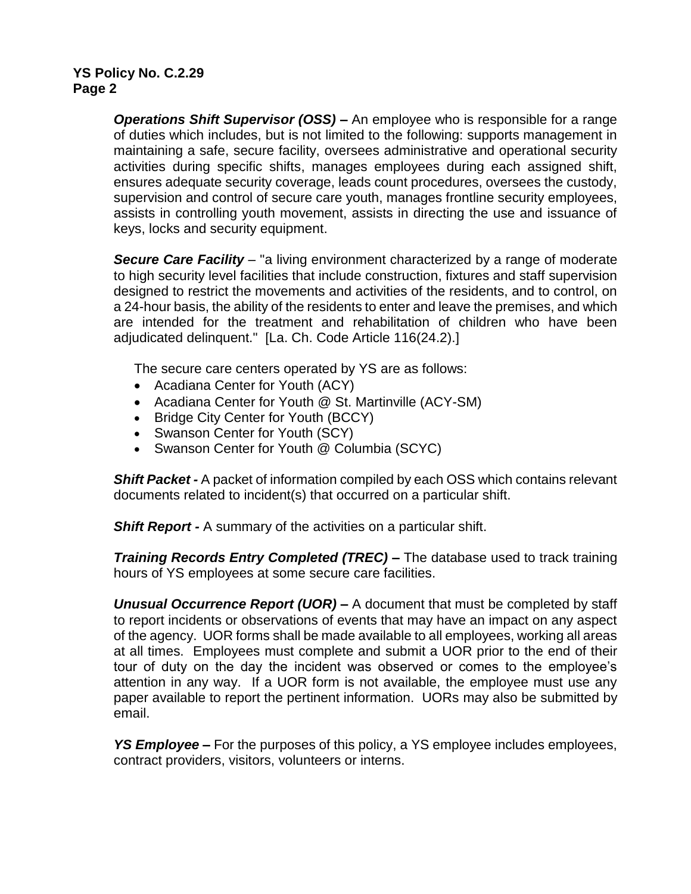***Operations Shift Supervisor (OSS) –*** An employee who is responsible for a range of duties which includes, but is not limited to the following: supports management in maintaining a safe, secure facility, oversees administrative and operational security activities during specific shifts, manages employees during each assigned shift, ensures adequate security coverage, leads count procedures, oversees the custody, supervision and control of secure care youth, manages frontline security employees, assists in controlling youth movement, assists in directing the use and issuance of keys, locks and security equipment.

***Secure Care Facility*** – "a living environment characterized by a range of moderate to high security level facilities that include construction, fixtures and staff supervision designed to restrict the movements and activities of the residents, and to control, on a 24-hour basis, the ability of the residents to enter and leave the premises, and which are intended for the treatment and rehabilitation of children who have been adjudicated delinquent." [La. Ch. Code Article 116(24.2).]

The secure care centers operated by YS are as follows:

- Acadiana Center for Youth (ACY)
- Acadiana Center for Youth @ St. Martinville (ACY-SM)
- Bridge City Center for Youth (BCCY)
- Swanson Center for Youth (SCY)
- Swanson Center for Youth @ Columbia (SCYC)

***Shift Packet -*** A packet of information compiled by each OSS which contains relevant documents related to incident(s) that occurred on a particular shift.

***Shift Report -*** A summary of the activities on a particular shift.

***Training Records Entry Completed (TREC) –*** The database used to track training hours of YS employees at some secure care facilities.

***Unusual Occurrence Report (UOR) –*** A document that must be completed by staff to report incidents or observations of events that may have an impact on any aspect of the agency. UOR forms shall be made available to all employees, working all areas at all times. Employees must complete and submit a UOR prior to the end of their tour of duty on the day the incident was observed or comes to the employee's attention in any way. If a UOR form is not available, the employee must use any paper available to report the pertinent information. UORs may also be submitted by email.

***YS Employee –*** For the purposes of this policy, a YS employee includes employees, contract providers, visitors, volunteers or interns.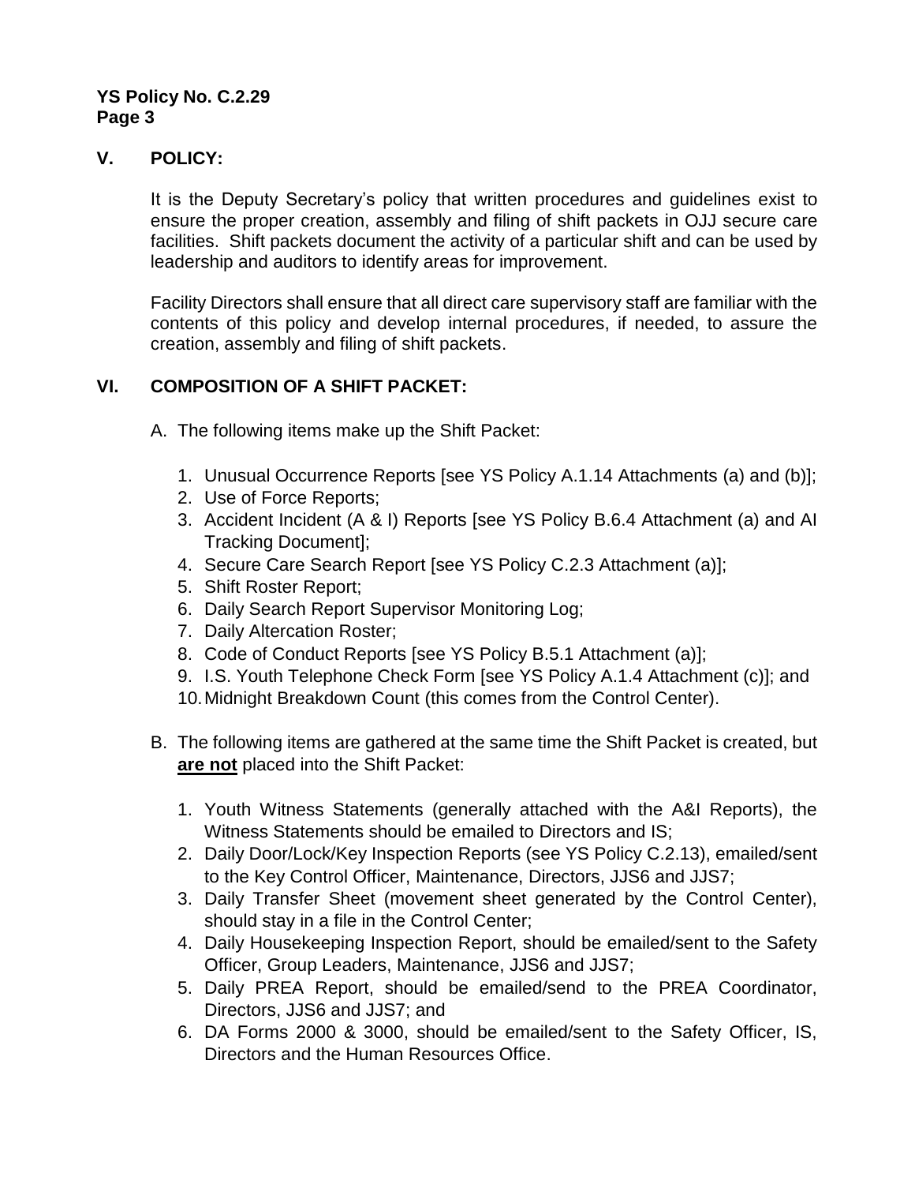## V. POLICY:

It is the Deputy Secretary's policy that written procedures and guidelines exist to ensure the proper creation, assembly and filing of shift packets in OJJ secure care facilities. Shift packets document the activity of a particular shift and can be used by leadership and auditors to identify areas for improvement.

Facility Directors shall ensure that all direct care supervisory staff are familiar with the contents of this policy and develop internal procedures, if needed, to assure the creation, assembly and filing of shift packets.

## VI. COMPOSITION OF A SHIFT PACKET:

A. The following items make up the Shift Packet:

1. Unusual Occurrence Reports [see YS Policy A.1.14 Attachments (a) and (b)];
2. Use of Force Reports;
3. Accident Incident (A & I) Reports [see YS Policy B.6.4 Attachment (a) and AI Tracking Document];
4. Secure Care Search Report [see YS Policy C.2.3 Attachment (a)];
5. Shift Roster Report;
6. Daily Search Report Supervisor Monitoring Log;
7. Daily Altercation Roster;
8. Code of Conduct Reports [see YS Policy B.5.1 Attachment (a)];
9. I.S. Youth Telephone Check Form [see YS Policy A.1.4 Attachment (c)]; and
10. Midnight Breakdown Count (this comes from the Control Center).

B. The following items are gathered at the same time the Shift Packet is created, but **<u>are not</u>** placed into the Shift Packet:

1. Youth Witness Statements (generally attached with the A&I Reports), the Witness Statements should be emailed to Directors and IS;
2. Daily Door/Lock/Key Inspection Reports (see YS Policy C.2.13), emailed/sent to the Key Control Officer, Maintenance, Directors, JJS6 and JJS7;
3. Daily Transfer Sheet (movement sheet generated by the Control Center), should stay in a file in the Control Center;
4. Daily Housekeeping Inspection Report, should be emailed/sent to the Safety Officer, Group Leaders, Maintenance, JJS6 and JJS7;
5. Daily PREA Report, should be emailed/send to the PREA Coordinator, Directors, JJS6 and JJS7; and
6. DA Forms 2000 & 3000, should be emailed/sent to the Safety Officer, IS, Directors and the Human Resources Office.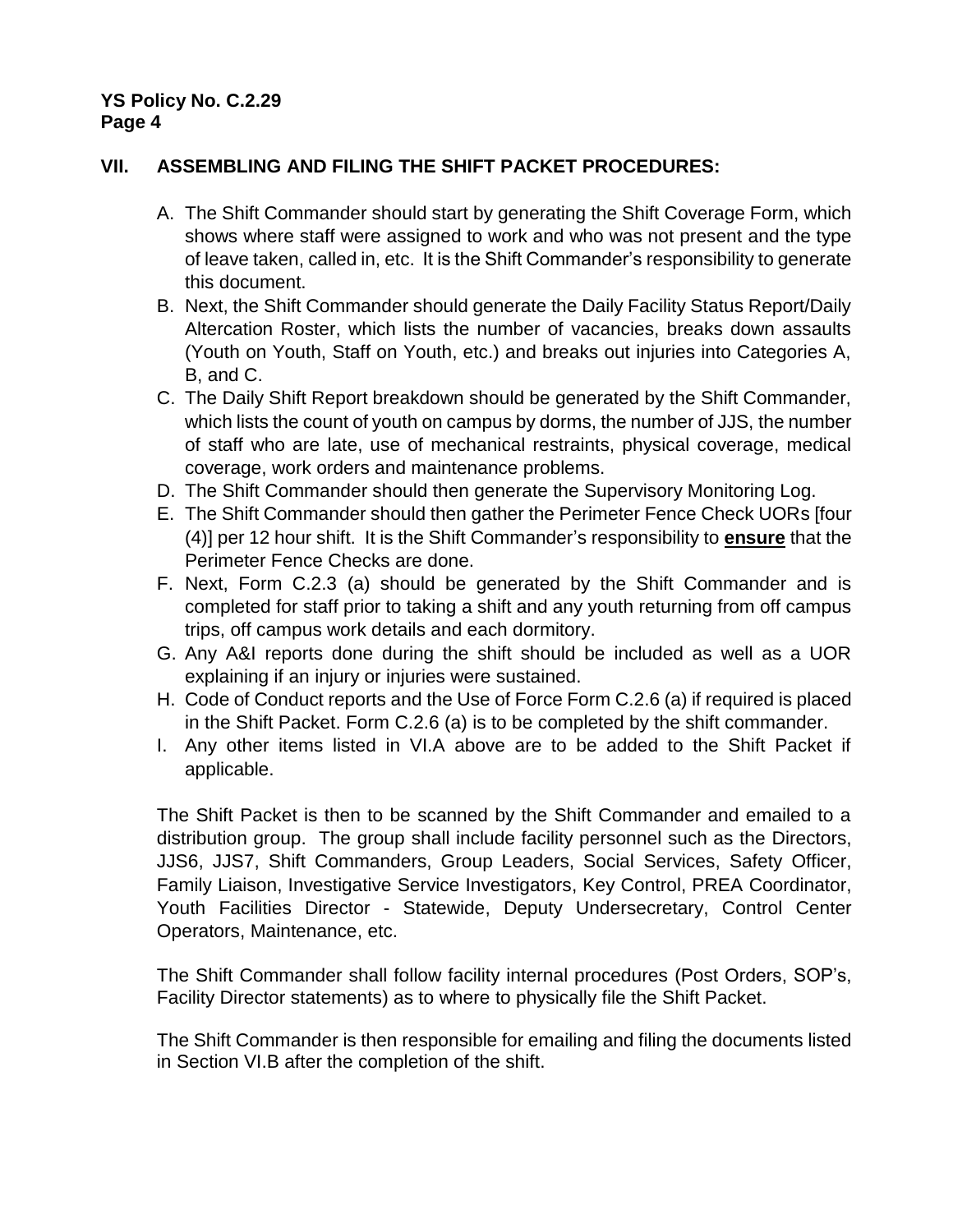## VII. ASSEMBLING AND FILING THE SHIFT PACKET PROCEDURES:

A. The Shift Commander should start by generating the Shift Coverage Form, which shows where staff were assigned to work and who was not present and the type of leave taken, called in, etc. It is the Shift Commander's responsibility to generate this document.

B. Next, the Shift Commander should generate the Daily Facility Status Report/Daily Altercation Roster, which lists the number of vacancies, breaks down assaults (Youth on Youth, Staff on Youth, etc.) and breaks out injuries into Categories A, B, and C.

C. The Daily Shift Report breakdown should be generated by the Shift Commander, which lists the count of youth on campus by dorms, the number of JJS, the number of staff who are late, use of mechanical restraints, physical coverage, medical coverage, work orders and maintenance problems.

D. The Shift Commander should then generate the Supervisory Monitoring Log.

E. The Shift Commander should then gather the Perimeter Fence Check UORs [four (4)] per 12 hour shift. It is the Shift Commander's responsibility to **<u>ensure</u>** that the Perimeter Fence Checks are done.

F. Next, Form C.2.3 (a) should be generated by the Shift Commander and is completed for staff prior to taking a shift and any youth returning from off campus trips, off campus work details and each dormitory.

G. Any A&I reports done during the shift should be included as well as a UOR explaining if an injury or injuries were sustained.

H. Code of Conduct reports and the Use of Force Form C.2.6 (a) if required is placed in the Shift Packet. Form C.2.6 (a) is to be completed by the shift commander.

I. Any other items listed in VI.A above are to be added to the Shift Packet if applicable.

The Shift Packet is then to be scanned by the Shift Commander and emailed to a distribution group. The group shall include facility personnel such as the Directors, JJS6, JJS7, Shift Commanders, Group Leaders, Social Services, Safety Officer, Family Liaison, Investigative Service Investigators, Key Control, PREA Coordinator, Youth Facilities Director - Statewide, Deputy Undersecretary, Control Center Operators, Maintenance, etc.

The Shift Commander shall follow facility internal procedures (Post Orders, SOP's, Facility Director statements) as to where to physically file the Shift Packet.

The Shift Commander is then responsible for emailing and filing the documents listed in Section VI.B after the completion of the shift.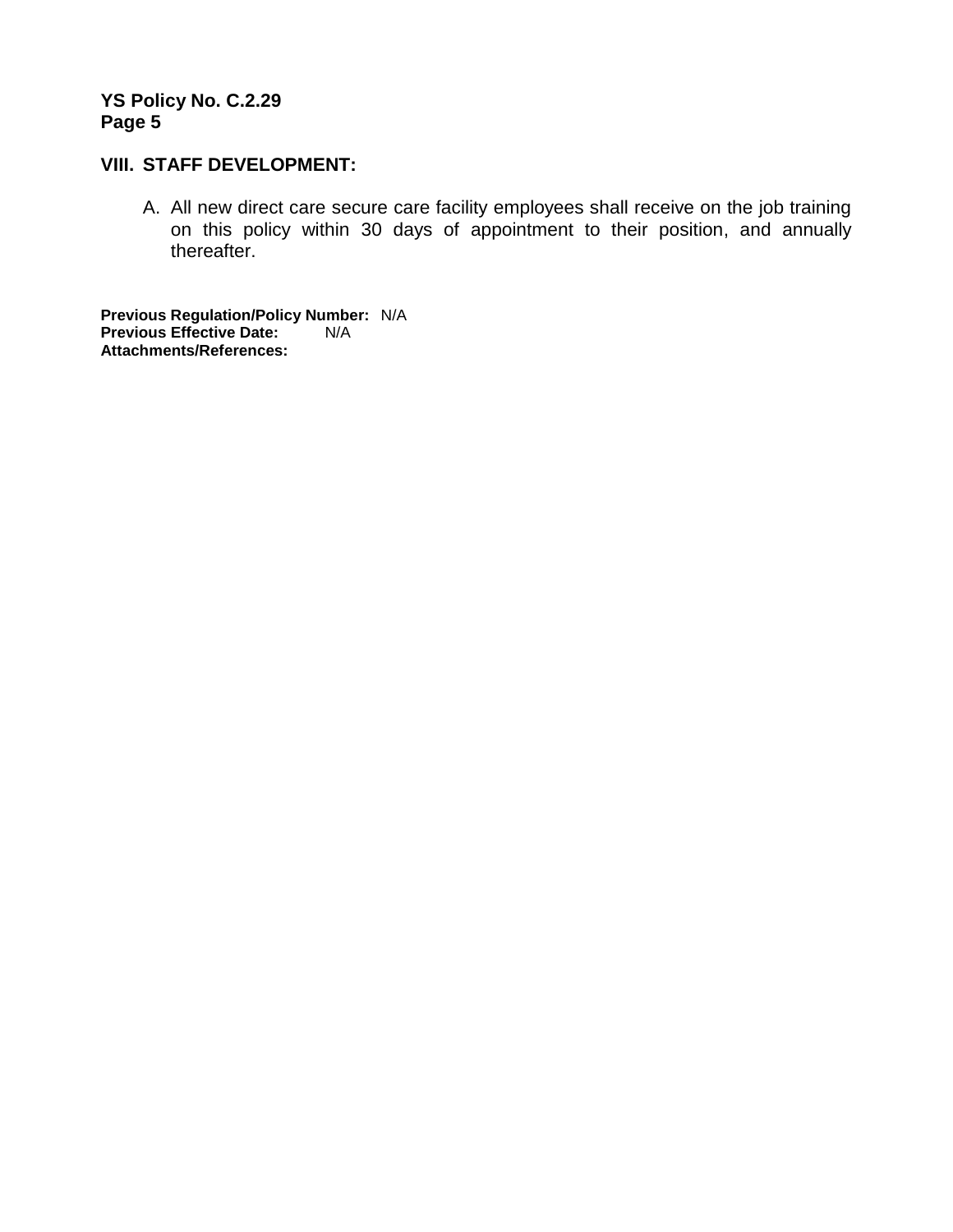## VIII. STAFF DEVELOPMENT:

A. All new direct care secure care facility employees shall receive on the job training on this policy within 30 days of appointment to their position, and annually thereafter.

**Previous Regulation/Policy Number:** N/A
**Previous Effective Date:** N/A
**Attachments/References:**